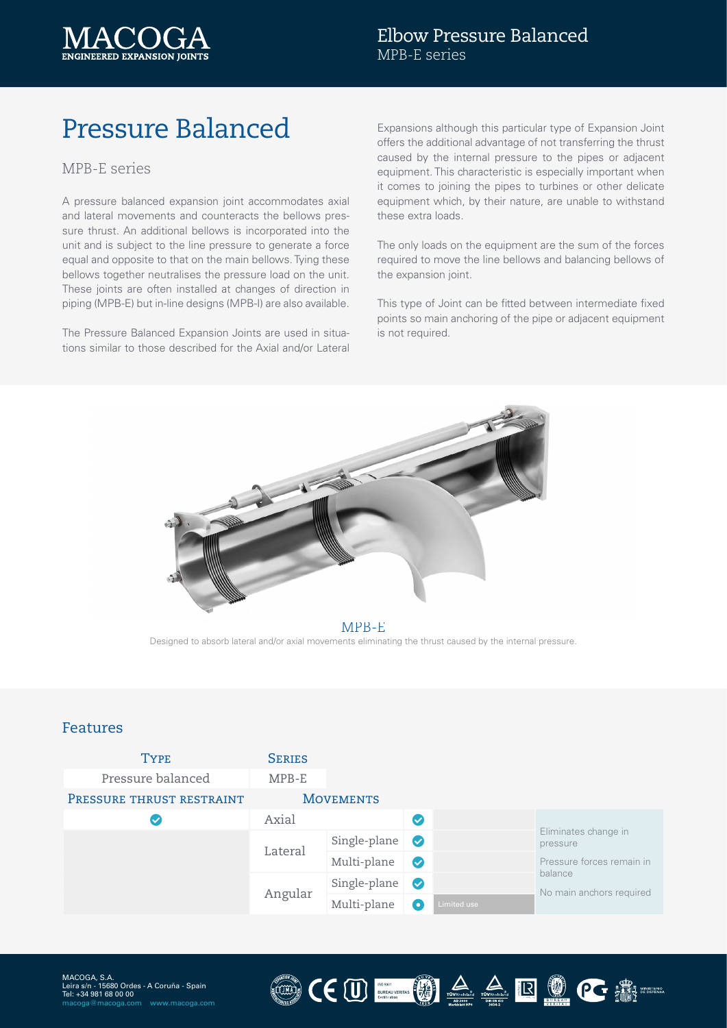# Pressure Balanced

## MPB-E series

A pressure balanced expansion joint accommodates axial and lateral movements and counteracts the bellows pressure thrust. An additional bellows is incorporated into the unit and is subject to the line pressure to generate a force equal and opposite to that on the main bellows. Tying these bellows together neutralises the pressure load on the unit. These joints are often installed at changes of direction in piping (MPB-E) but in-line designs (MPB-I) are also available.

The Pressure Balanced Expansion Joints are used in situations similar to those described for the Axial and/or Lateral Expansions although this particular type of Expansion Joint offers the additional advantage of not transferring the thrust caused by the internal pressure to the pipes or adjacent equipment. This characteristic is especially important when it comes to joining the pipes to turbines or other delicate equipment which, by their nature, are unable to withstand these extra loads.

The only loads on the equipment are the sum of the forces required to move the line bellows and balancing bellows of the expansion joint.

This type of Joint can be fitted between intermediate fixed points so main anchoring of the pipe or adjacent equipment is not required.

MPB-E

Designed to absorb lateral and/or axial movements eliminating the thrust caused by the internal pressure.

## Features

| Type | Series | | | | |
|---|---|---|---|---|---|
| Pressure balanced | MPB-E | | | | |
| **Pressure thrust restraint** | **Movements** | | | | |
| ✓ | Axial | | ✓ | | Eliminates change in pressure<br>Pressure forces remain in balance<br>No main anchors required |
| | Lateral | Single-plane | ✓ | | |
| | | Multi-plane | ✓ | | |
| | Angular | Single-plane | ✓ | | |
| | | Multi-plane | ● | Limited use | |

MACOGA, S.A.
Leira s/n - 15680 Ordes - A Coruña - Spain
Tel: +34 981 68 00 00
macoga@macoga.com www.macoga.com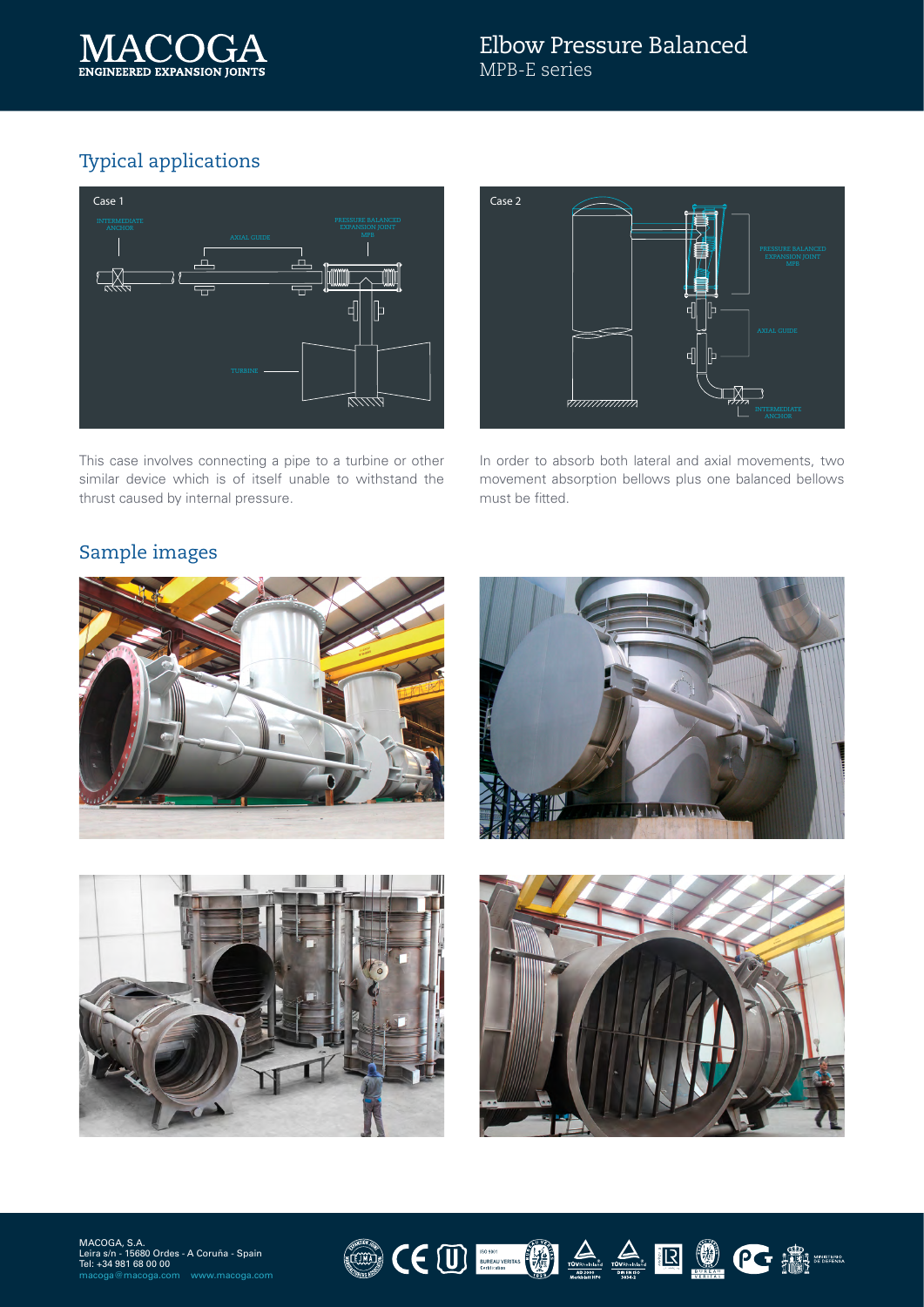## Typical applications

Case 1

INTERMEDIATE ANCHOR

AXIAL GUIDE

PRESSURE BALANCED EXPANSION JOINT MPB

TURBINE

This case involves connecting a pipe to a turbine or other similar device which is of itself unable to withstand the thrust caused by internal pressure.

Case 2

PRESSURE BALANCED EXPANSION JOINT MPB

AXIAL GUIDE

INTERMEDIATE ANCHOR

In order to absorb both lateral and axial movements, two movement absorption bellows plus one balanced bellows must be fitted.

## Sample images

MACOGA, S.A.
Leira s/n - 15680 Ordes - A Coruña - Spain
Tel: +34 981 68 00 00
macoga@macoga.com www.macoga.com